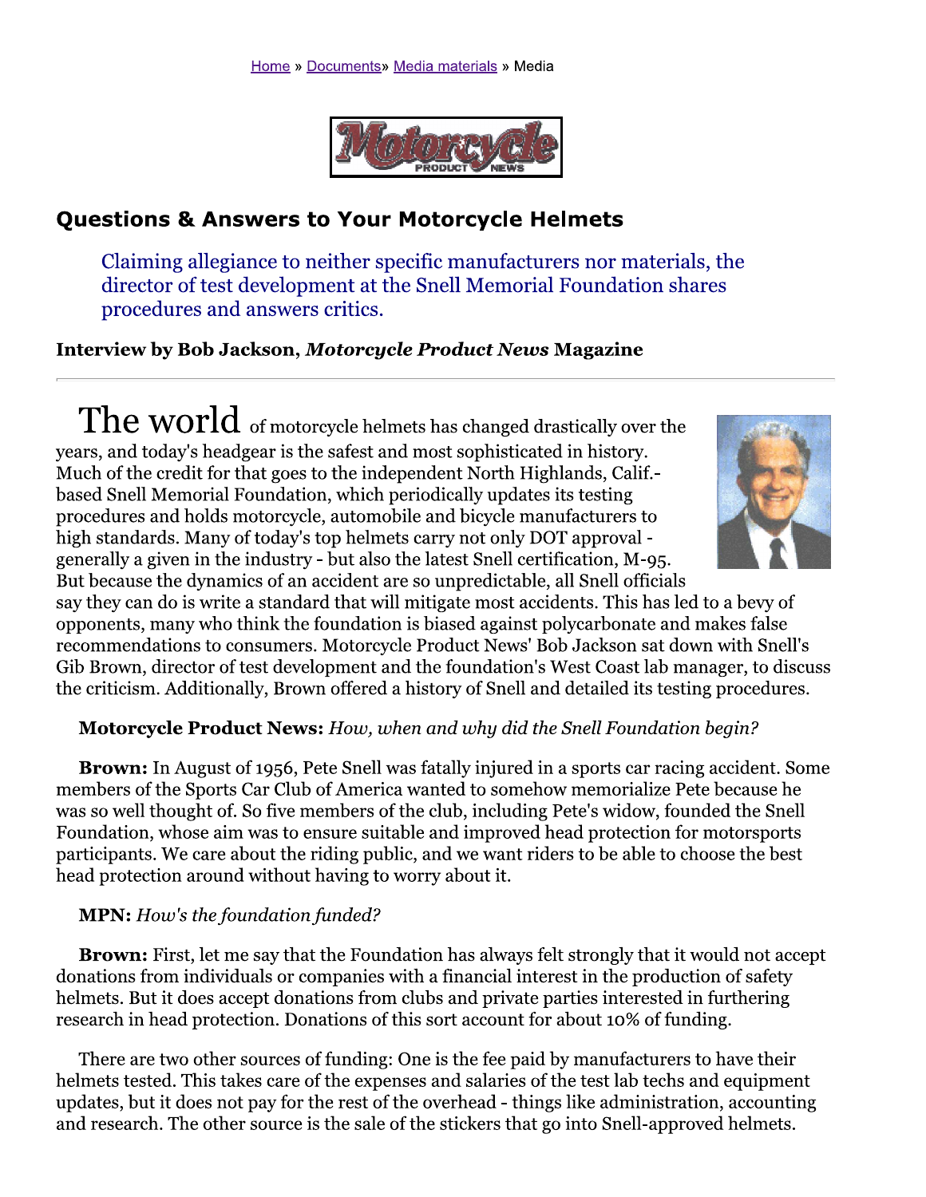Home » Documents» Media materials » Media

## Questions & Answers to Your Motorcycle Helmets

Claiming allegiance to neither specific manufacturers nor materials, the director of test development at the Snell Memorial Foundation shares procedures and answers critics.

**Interview by Bob Jackson, *Motorcycle Product News* Magazine**

---

The world of motorcycle helmets has changed drastically over the years, and today's headgear is the safest and most sophisticated in history. Much of the credit for that goes to the independent North Highlands, Calif.-based Snell Memorial Foundation, which periodically updates its testing procedures and holds motorcycle, automobile and bicycle manufacturers to high standards. Many of today's top helmets carry not only DOT approval - generally a given in the industry - but also the latest Snell certification, M-95. But because the dynamics of an accident are so unpredictable, all Snell officials say they can do is write a standard that will mitigate most accidents. This has led to a bevy of opponents, many who think the foundation is biased against polycarbonate and makes false recommendations to consumers. Motorcycle Product News' Bob Jackson sat down with Snell's Gib Brown, director of test development and the foundation's West Coast lab manager, to discuss the criticism. Additionally, Brown offered a history of Snell and detailed its testing procedures.

**Motorcycle Product News:** *How, when and why did the Snell Foundation begin?*

**Brown:** In August of 1956, Pete Snell was fatally injured in a sports car racing accident. Some members of the Sports Car Club of America wanted to somehow memorialize Pete because he was so well thought of. So five members of the club, including Pete's widow, founded the Snell Foundation, whose aim was to ensure suitable and improved head protection for motorsports participants. We care about the riding public, and we want riders to be able to choose the best head protection around without having to worry about it.

**MPN:** *How's the foundation funded?*

**Brown:** First, let me say that the Foundation has always felt strongly that it would not accept donations from individuals or companies with a financial interest in the production of safety helmets. But it does accept donations from clubs and private parties interested in furthering research in head protection. Donations of this sort account for about 10% of funding.

There are two other sources of funding: One is the fee paid by manufacturers to have their helmets tested. This takes care of the expenses and salaries of the test lab techs and equipment updates, but it does not pay for the rest of the overhead - things like administration, accounting and research. The other source is the sale of the stickers that go into Snell-approved helmets.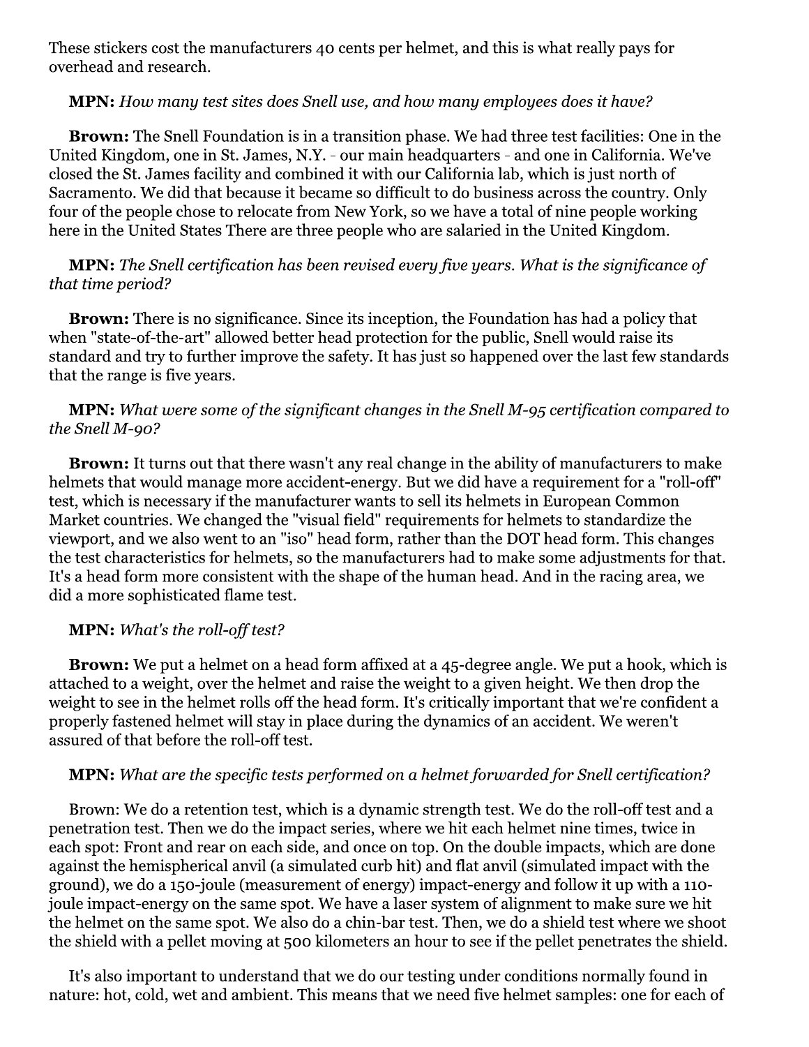These stickers cost the manufacturers 40 cents per helmet, and this is what really pays for overhead and research.

**MPN:** *How many test sites does Snell use, and how many employees does it have?*

**Brown:** The Snell Foundation is in a transition phase. We had three test facilities: One in the United Kingdom, one in St. James, N.Y. - our main headquarters - and one in California. We've closed the St. James facility and combined it with our California lab, which is just north of Sacramento. We did that because it became so difficult to do business across the country. Only four of the people chose to relocate from New York, so we have a total of nine people working here in the United States There are three people who are salaried in the United Kingdom.

**MPN:** *The Snell certification has been revised every five years. What is the significance of that time period?*

**Brown:** There is no significance. Since its inception, the Foundation has had a policy that when "state-of-the-art" allowed better head protection for the public, Snell would raise its standard and try to further improve the safety. It has just so happened over the last few standards that the range is five years.

**MPN:** *What were some of the significant changes in the Snell M-95 certification compared to the Snell M-90?*

**Brown:** It turns out that there wasn't any real change in the ability of manufacturers to make helmets that would manage more accident-energy. But we did have a requirement for a "roll-off" test, which is necessary if the manufacturer wants to sell its helmets in European Common Market countries. We changed the "visual field" requirements for helmets to standardize the viewport, and we also went to an "iso" head form, rather than the DOT head form. This changes the test characteristics for helmets, so the manufacturers had to make some adjustments for that. It's a head form more consistent with the shape of the human head. And in the racing area, we did a more sophisticated flame test.

**MPN:** *What's the roll-off test?*

**Brown:** We put a helmet on a head form affixed at a 45-degree angle. We put a hook, which is attached to a weight, over the helmet and raise the weight to a given height. We then drop the weight to see in the helmet rolls off the head form. It's critically important that we're confident a properly fastened helmet will stay in place during the dynamics of an accident. We weren't assured of that before the roll-off test.

**MPN:** *What are the specific tests performed on a helmet forwarded for Snell certification?*

Brown: We do a retention test, which is a dynamic strength test. We do the roll-off test and a penetration test. Then we do the impact series, where we hit each helmet nine times, twice in each spot: Front and rear on each side, and once on top. On the double impacts, which are done against the hemispherical anvil (a simulated curb hit) and flat anvil (simulated impact with the ground), we do a 150-joule (measurement of energy) impact-energy and follow it up with a 110-joule impact-energy on the same spot. We have a laser system of alignment to make sure we hit the helmet on the same spot. We also do a chin-bar test. Then, we do a shield test where we shoot the shield with a pellet moving at 500 kilometers an hour to see if the pellet penetrates the shield.

It's also important to understand that we do our testing under conditions normally found in nature: hot, cold, wet and ambient. This means that we need five helmet samples: one for each of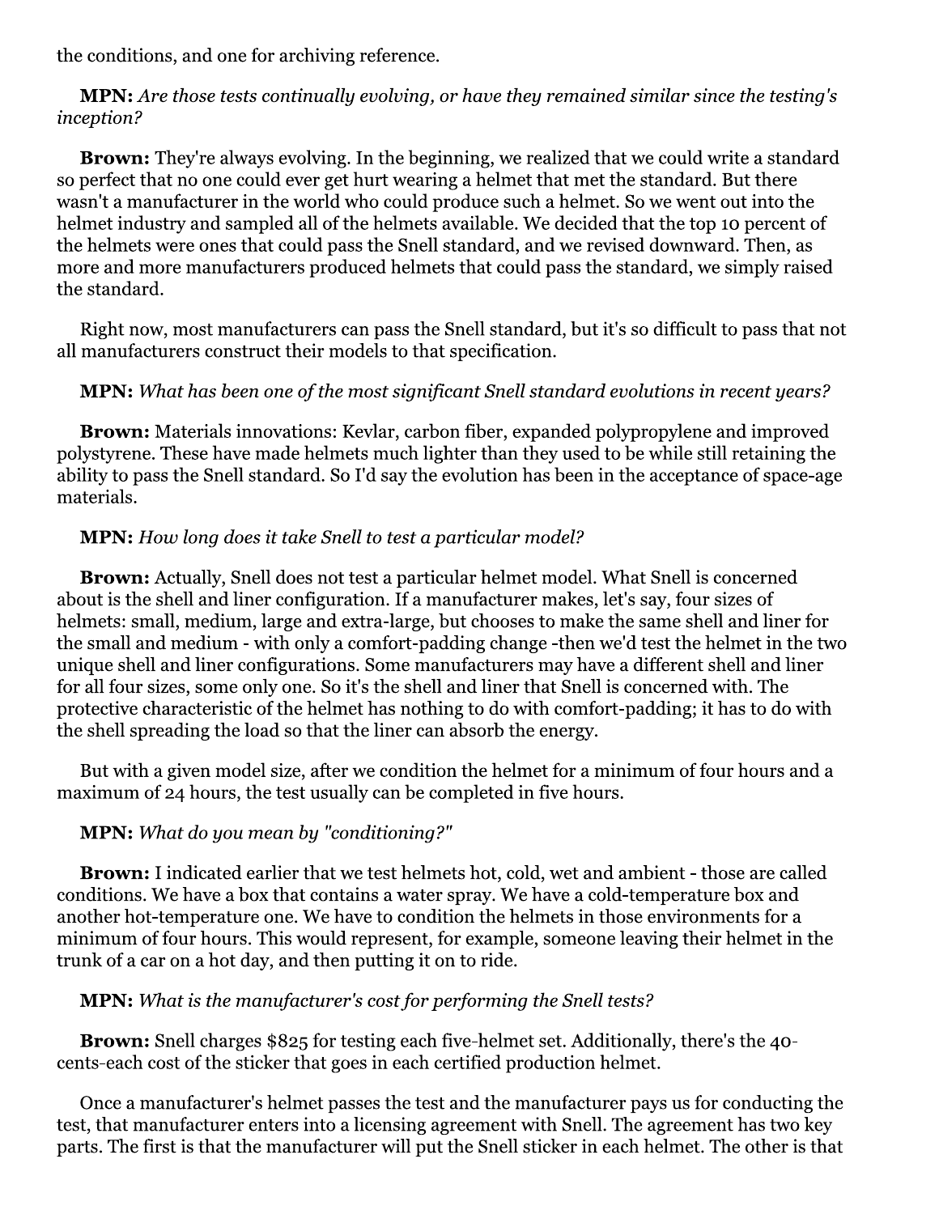the conditions, and one for archiving reference.

**MPN:** *Are those tests continually evolving, or have they remained similar since the testing's inception?*

**Brown:** They're always evolving. In the beginning, we realized that we could write a standard so perfect that no one could ever get hurt wearing a helmet that met the standard. But there wasn't a manufacturer in the world who could produce such a helmet. So we went out into the helmet industry and sampled all of the helmets available. We decided that the top 10 percent of the helmets were ones that could pass the Snell standard, and we revised downward. Then, as more and more manufacturers produced helmets that could pass the standard, we simply raised the standard.

Right now, most manufacturers can pass the Snell standard, but it's so difficult to pass that not all manufacturers construct their models to that specification.

**MPN:** *What has been one of the most significant Snell standard evolutions in recent years?*

**Brown:** Materials innovations: Kevlar, carbon fiber, expanded polypropylene and improved polystyrene. These have made helmets much lighter than they used to be while still retaining the ability to pass the Snell standard. So I'd say the evolution has been in the acceptance of space-age materials.

**MPN:** *How long does it take Snell to test a particular model?*

**Brown:** Actually, Snell does not test a particular helmet model. What Snell is concerned about is the shell and liner configuration. If a manufacturer makes, let's say, four sizes of helmets: small, medium, large and extra-large, but chooses to make the same shell and liner for the small and medium - with only a comfort-padding change -then we'd test the helmet in the two unique shell and liner configurations. Some manufacturers may have a different shell and liner for all four sizes, some only one. So it's the shell and liner that Snell is concerned with. The protective characteristic of the helmet has nothing to do with comfort-padding; it has to do with the shell spreading the load so that the liner can absorb the energy.

But with a given model size, after we condition the helmet for a minimum of four hours and a maximum of 24 hours, the test usually can be completed in five hours.

**MPN:** *What do you mean by "conditioning?"*

**Brown:** I indicated earlier that we test helmets hot, cold, wet and ambient - those are called conditions. We have a box that contains a water spray. We have a cold-temperature box and another hot-temperature one. We have to condition the helmets in those environments for a minimum of four hours. This would represent, for example, someone leaving their helmet in the trunk of a car on a hot day, and then putting it on to ride.

**MPN:** *What is the manufacturer's cost for performing the Snell tests?*

**Brown:** Snell charges $825 for testing each five-helmet set. Additionally, there's the 40-cents-each cost of the sticker that goes in each certified production helmet.

Once a manufacturer's helmet passes the test and the manufacturer pays us for conducting the test, that manufacturer enters into a licensing agreement with Snell. The agreement has two key parts. The first is that the manufacturer will put the Snell sticker in each helmet. The other is that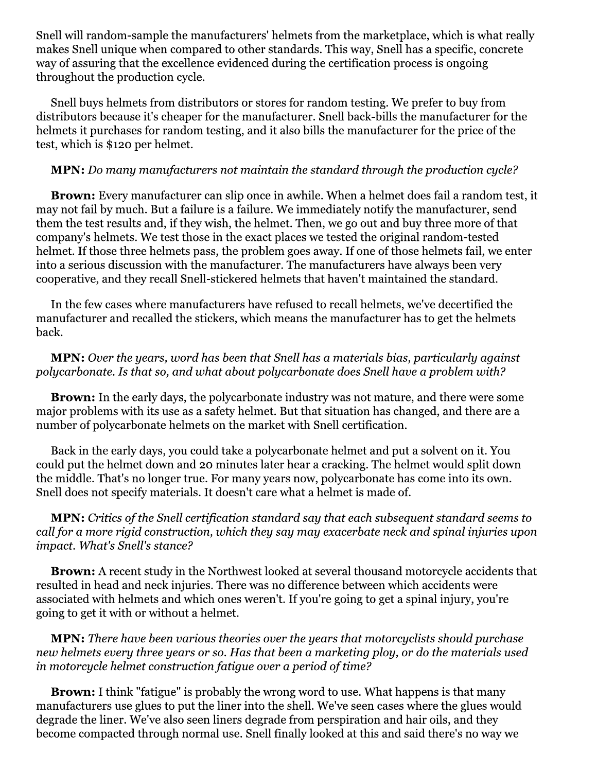Snell will random-sample the manufacturers' helmets from the marketplace, which is what really makes Snell unique when compared to other standards. This way, Snell has a specific, concrete way of assuring that the excellence evidenced during the certification process is ongoing throughout the production cycle.

Snell buys helmets from distributors or stores for random testing. We prefer to buy from distributors because it's cheaper for the manufacturer. Snell back-bills the manufacturer for the helmets it purchases for random testing, and it also bills the manufacturer for the price of the test, which is $120 per helmet.

**MPN:** *Do many manufacturers not maintain the standard through the production cycle?*

**Brown:** Every manufacturer can slip once in awhile. When a helmet does fail a random test, it may not fail by much. But a failure is a failure. We immediately notify the manufacturer, send them the test results and, if they wish, the helmet. Then, we go out and buy three more of that company's helmets. We test those in the exact places we tested the original random-tested helmet. If those three helmets pass, the problem goes away. If one of those helmets fail, we enter into a serious discussion with the manufacturer. The manufacturers have always been very cooperative, and they recall Snell-stickered helmets that haven't maintained the standard.

In the few cases where manufacturers have refused to recall helmets, we've decertified the manufacturer and recalled the stickers, which means the manufacturer has to get the helmets back.

**MPN:** *Over the years, word has been that Snell has a materials bias, particularly against polycarbonate. Is that so, and what about polycarbonate does Snell have a problem with?*

**Brown:** In the early days, the polycarbonate industry was not mature, and there were some major problems with its use as a safety helmet. But that situation has changed, and there are a number of polycarbonate helmets on the market with Snell certification.

Back in the early days, you could take a polycarbonate helmet and put a solvent on it. You could put the helmet down and 20 minutes later hear a cracking. The helmet would split down the middle. That's no longer true. For many years now, polycarbonate has come into its own. Snell does not specify materials. It doesn't care what a helmet is made of.

**MPN:** *Critics of the Snell certification standard say that each subsequent standard seems to call for a more rigid construction, which they say may exacerbate neck and spinal injuries upon impact. What's Snell's stance?*

**Brown:** A recent study in the Northwest looked at several thousand motorcycle accidents that resulted in head and neck injuries. There was no difference between which accidents were associated with helmets and which ones weren't. If you're going to get a spinal injury, you're going to get it with or without a helmet.

**MPN:** *There have been various theories over the years that motorcyclists should purchase new helmets every three years or so. Has that been a marketing ploy, or do the materials used in motorcycle helmet construction fatigue over a period of time?*

**Brown:** I think "fatigue" is probably the wrong word to use. What happens is that many manufacturers use glues to put the liner into the shell. We've seen cases where the glues would degrade the liner. We've also seen liners degrade from perspiration and hair oils, and they become compacted through normal use. Snell finally looked at this and said there's no way we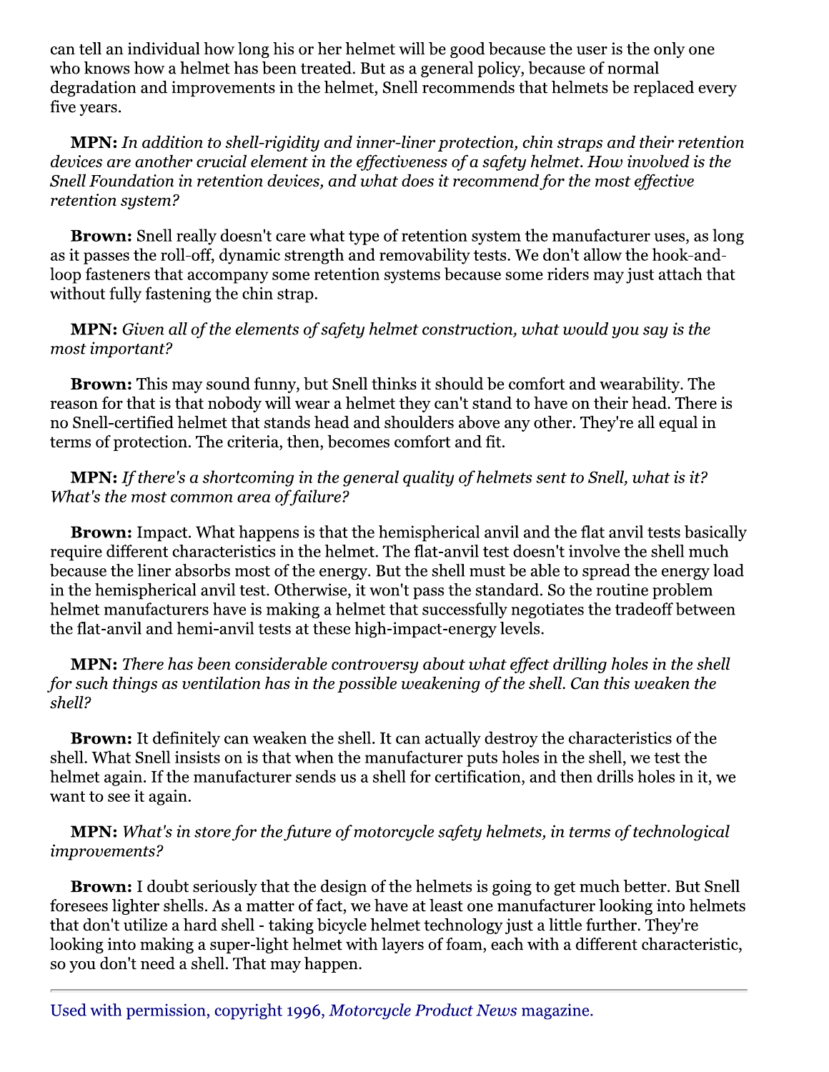can tell an individual how long his or her helmet will be good because the user is the only one who knows how a helmet has been treated. But as a general policy, because of normal degradation and improvements in the helmet, Snell recommends that helmets be replaced every five years.

**MPN:** *In addition to shell-rigidity and inner-liner protection, chin straps and their retention devices are another crucial element in the effectiveness of a safety helmet. How involved is the Snell Foundation in retention devices, and what does it recommend for the most effective retention system?*

**Brown:** Snell really doesn't care what type of retention system the manufacturer uses, as long as it passes the roll-off, dynamic strength and removability tests. We don't allow the hook-and-loop fasteners that accompany some retention systems because some riders may just attach that without fully fastening the chin strap.

**MPN:** *Given all of the elements of safety helmet construction, what would you say is the most important?*

**Brown:** This may sound funny, but Snell thinks it should be comfort and wearability. The reason for that is that nobody will wear a helmet they can't stand to have on their head. There is no Snell-certified helmet that stands head and shoulders above any other. They're all equal in terms of protection. The criteria, then, becomes comfort and fit.

**MPN:** *If there's a shortcoming in the general quality of helmets sent to Snell, what is it? What's the most common area of failure?*

**Brown:** Impact. What happens is that the hemispherical anvil and the flat anvil tests basically require different characteristics in the helmet. The flat-anvil test doesn't involve the shell much because the liner absorbs most of the energy. But the shell must be able to spread the energy load in the hemispherical anvil test. Otherwise, it won't pass the standard. So the routine problem helmet manufacturers have is making a helmet that successfully negotiates the tradeoff between the flat-anvil and hemi-anvil tests at these high-impact-energy levels.

**MPN:** *There has been considerable controversy about what effect drilling holes in the shell for such things as ventilation has in the possible weakening of the shell. Can this weaken the shell?*

**Brown:** It definitely can weaken the shell. It can actually destroy the characteristics of the shell. What Snell insists on is that when the manufacturer puts holes in the shell, we test the helmet again. If the manufacturer sends us a shell for certification, and then drills holes in it, we want to see it again.

**MPN:** *What's in store for the future of motorcycle safety helmets, in terms of technological improvements?*

**Brown:** I doubt seriously that the design of the helmets is going to get much better. But Snell foresees lighter shells. As a matter of fact, we have at least one manufacturer looking into helmets that don't utilize a hard shell - taking bicycle helmet technology just a little further. They're looking into making a super-light helmet with layers of foam, each with a different characteristic, so you don't need a shell. That may happen.

---

Used with permission, copyright 1996, *Motorcycle Product News* magazine.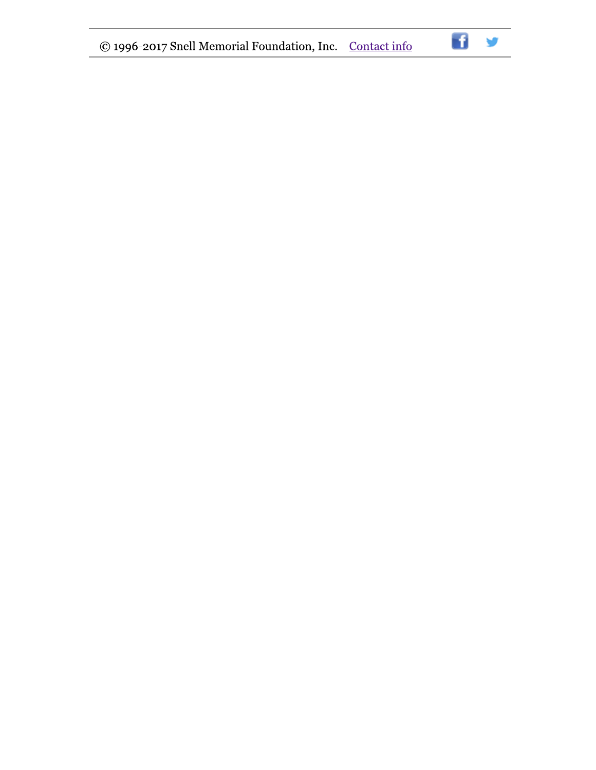© 1996-2017 Snell Memorial Foundation, Inc. Contact info